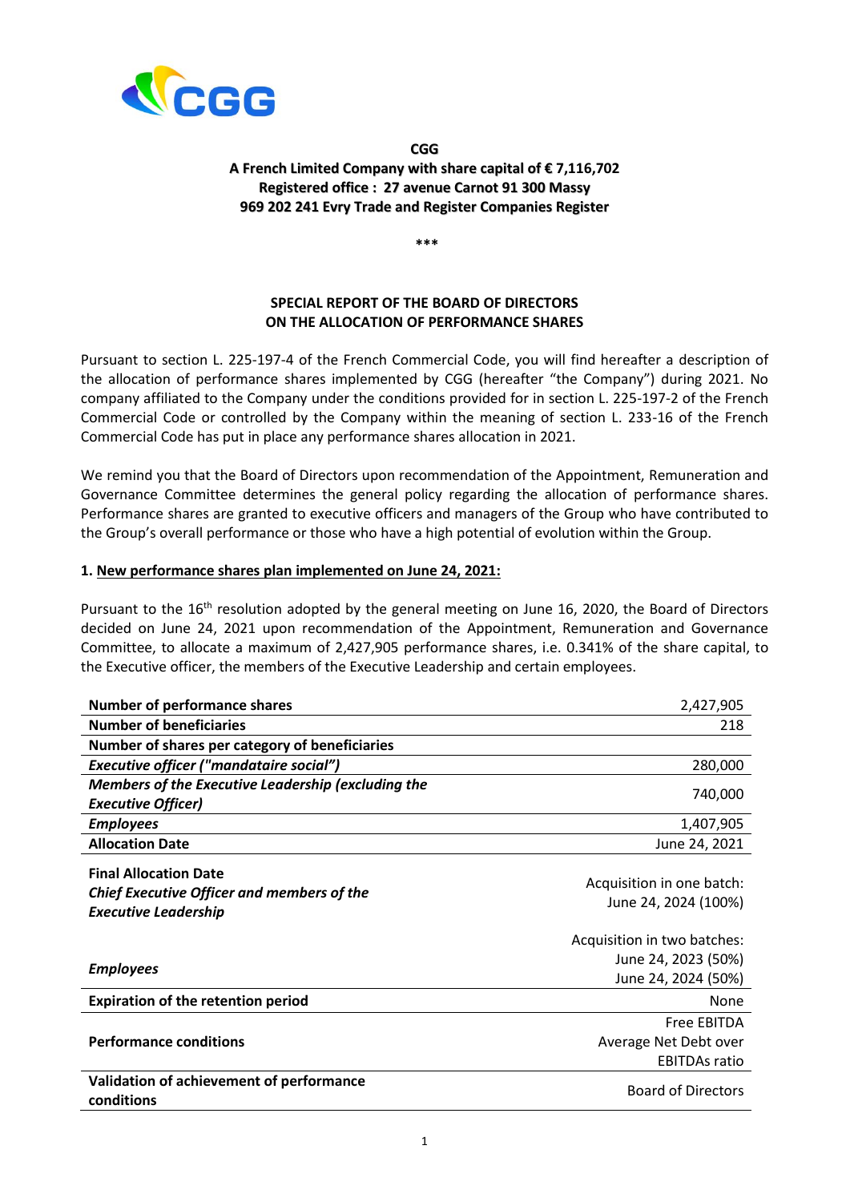**CGG**
**A French Limited Company with share capital of € 7,116,702**
**Registered office : 27 avenue Carnot 91 300 Massy**
**969 202 241 Evry Trade and Register Companies Register**

***

## SPECIAL REPORT OF THE BOARD OF DIRECTORS ON THE ALLOCATION OF PERFORMANCE SHARES

Pursuant to section L. 225-197-4 of the French Commercial Code, you will find hereafter a description of the allocation of performance shares implemented by CGG (hereafter "the Company") during 2021. No company affiliated to the Company under the conditions provided for in section L. 225-197-2 of the French Commercial Code or controlled by the Company within the meaning of section L. 233-16 of the French Commercial Code has put in place any performance shares allocation in 2021.

We remind you that the Board of Directors upon recommendation of the Appointment, Remuneration and Governance Committee determines the general policy regarding the allocation of performance shares. Performance shares are granted to executive officers and managers of the Group who have contributed to the Group's overall performance or those who have a high potential of evolution within the Group.

### 1. New performance shares plan implemented on June 24, 2021:

Pursuant to the 16th resolution adopted by the general meeting on June 16, 2020, the Board of Directors decided on June 24, 2021 upon recommendation of the Appointment, Remuneration and Governance Committee, to allocate a maximum of 2,427,905 performance shares, i.e. 0.341% of the share capital, to the Executive officer, the members of the Executive Leadership and certain employees.

| | |
|---|---|
| **Number of performance shares** | 2,427,905 |
| **Number of beneficiaries** | 218 |
| **Number of shares per category of beneficiaries** | |
| ***Executive officer ("mandataire social")*** | 280,000 |
| ***Members of the Executive Leadership (excluding the Executive Officer)*** | 740,000 |
| ***Employees*** | 1,407,905 |
| **Allocation Date** | June 24, 2021 |
| **Final Allocation Date**<br>***Chief Executive Officer and members of the Executive Leadership*** | Acquisition in one batch:<br>June 24, 2024 (100%) |
| ***Employees*** | Acquisition in two batches:<br>June 24, 2023 (50%)<br>June 24, 2024 (50%) |
| **Expiration of the retention period** | None |
| **Performance conditions** | Free EBITDA<br>Average Net Debt over EBITDAs ratio |
| **Validation of achievement of performance conditions** | Board of Directors |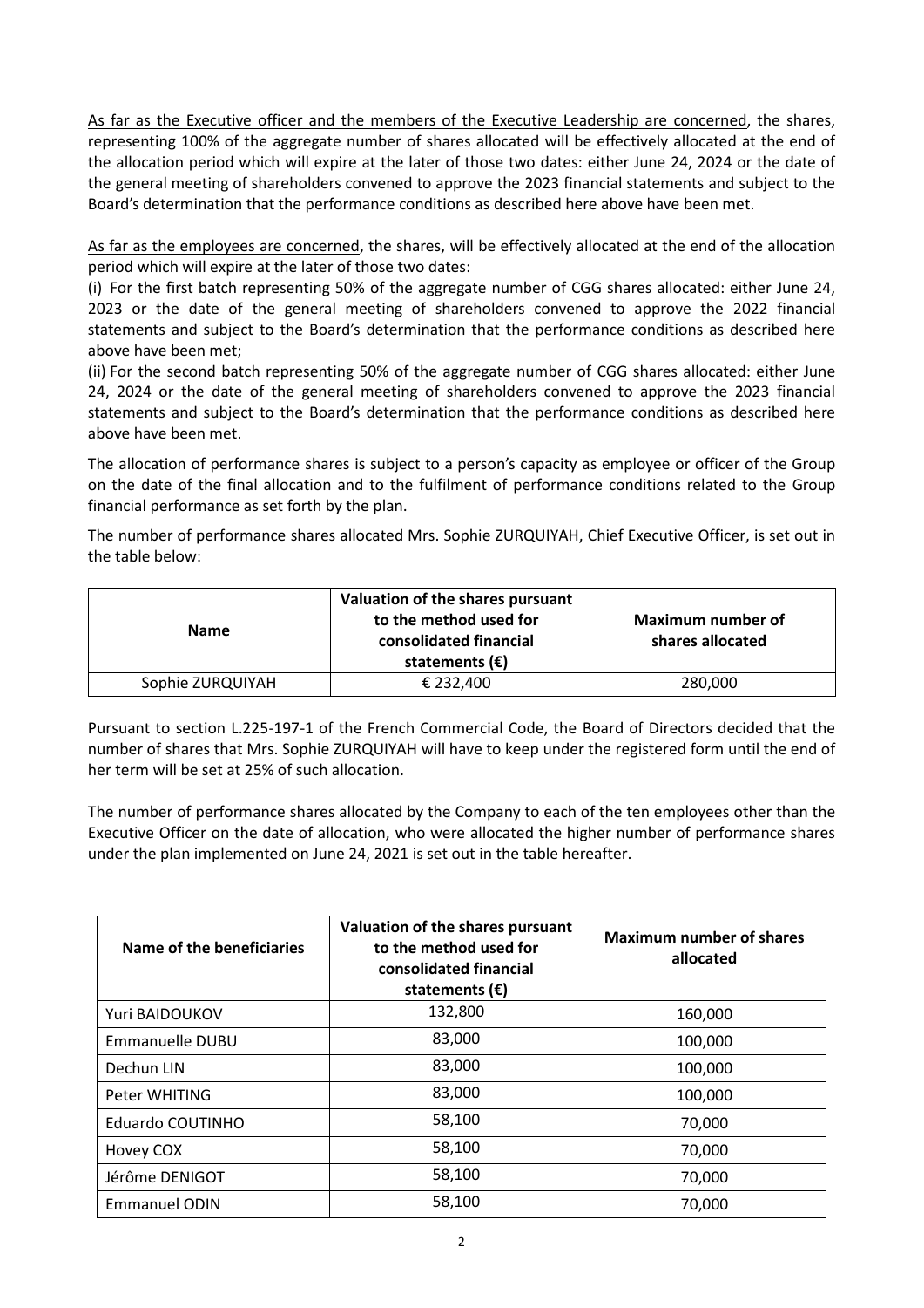As far as the Executive officer and the members of the Executive Leadership are concerned, the shares, representing 100% of the aggregate number of shares allocated will be effectively allocated at the end of the allocation period which will expire at the later of those two dates: either June 24, 2024 or the date of the general meeting of shareholders convened to approve the 2023 financial statements and subject to the Board's determination that the performance conditions as described here above have been met.

As far as the employees are concerned, the shares, will be effectively allocated at the end of the allocation period which will expire at the later of those two dates:

(i) For the first batch representing 50% of the aggregate number of CGG shares allocated: either June 24, 2023 or the date of the general meeting of shareholders convened to approve the 2022 financial statements and subject to the Board's determination that the performance conditions as described here above have been met;

(ii) For the second batch representing 50% of the aggregate number of CGG shares allocated: either June 24, 2024 or the date of the general meeting of shareholders convened to approve the 2023 financial statements and subject to the Board's determination that the performance conditions as described here above have been met.

The allocation of performance shares is subject to a person's capacity as employee or officer of the Group on the date of the final allocation and to the fulfilment of performance conditions related to the Group financial performance as set forth by the plan.

The number of performance shares allocated Mrs. Sophie ZURQUIYAH, Chief Executive Officer, is set out in the table below:

| Name | Valuation of the shares pursuant to the method used for consolidated financial statements (€) | Maximum number of shares allocated |
|---|---|---|
| Sophie ZURQUIYAH | € 232,400 | 280,000 |

Pursuant to section L.225-197-1 of the French Commercial Code, the Board of Directors decided that the number of shares that Mrs. Sophie ZURQUIYAH will have to keep under the registered form until the end of her term will be set at 25% of such allocation.

The number of performance shares allocated by the Company to each of the ten employees other than the Executive Officer on the date of allocation, who were allocated the higher number of performance shares under the plan implemented on June 24, 2021 is set out in the table hereafter.

| Name of the beneficiaries | Valuation of the shares pursuant to the method used for consolidated financial statements (€) | Maximum number of shares allocated |
|---|---|---|
| Yuri BAIDOUKOV | 132,800 | 160,000 |
| Emmanuelle DUBU | 83,000 | 100,000 |
| Dechun LIN | 83,000 | 100,000 |
| Peter WHITING | 83,000 | 100,000 |
| Eduardo COUTINHO | 58,100 | 70,000 |
| Hovey COX | 58,100 | 70,000 |
| Jérôme DENIGOT | 58,100 | 70,000 |
| Emmanuel ODIN | 58,100 | 70,000 |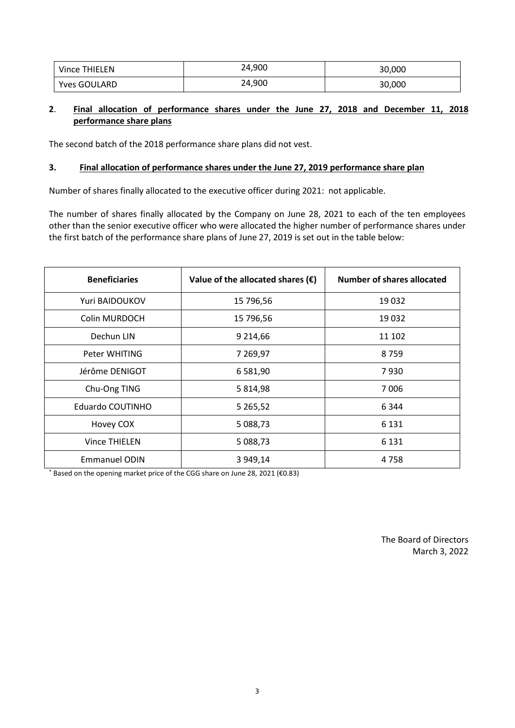| | | |
|---|---|---|
| Vince THIELEN | 24,900 | 30,000 |
| Yves GOULARD | 24,900 | 30,000 |

**2**. **Final allocation of performance shares under the June 27, 2018 and December 11, 2018 performance share plans**

The second batch of the 2018 performance share plans did not vest.

**3. Final allocation of performance shares under the June 27, 2019 performance share plan**

Number of shares finally allocated to the executive officer during 2021: not applicable.

The number of shares finally allocated by the Company on June 28, 2021 to each of the ten employees other than the senior executive officer who were allocated the higher number of performance shares under the first batch of the performance share plans of June 27, 2019 is set out in the table below:

| Beneficiaries | Value of the allocated shares (€) | Number of shares allocated |
|---|---|---|
| Yuri BAIDOUKOV | 15 796,56 | 19 032 |
| Colin MURDOCH | 15 796,56 | 19 032 |
| Dechun LIN | 9 214,66 | 11 102 |
| Peter WHITING | 7 269,97 | 8 759 |
| Jérôme DENIGOT | 6 581,90 | 7 930 |
| Chu-Ong TING | 5 814,98 | 7 006 |
| Eduardo COUTINHO | 5 265,52 | 6 344 |
| Hovey COX | 5 088,73 | 6 131 |
| Vince THIELEN | 5 088,73 | 6 131 |
| Emmanuel ODIN | 3 949,14 | 4 758 |

\* Based on the opening market price of the CGG share on June 28, 2021 (€0.83)

The Board of Directors
March 3, 2022